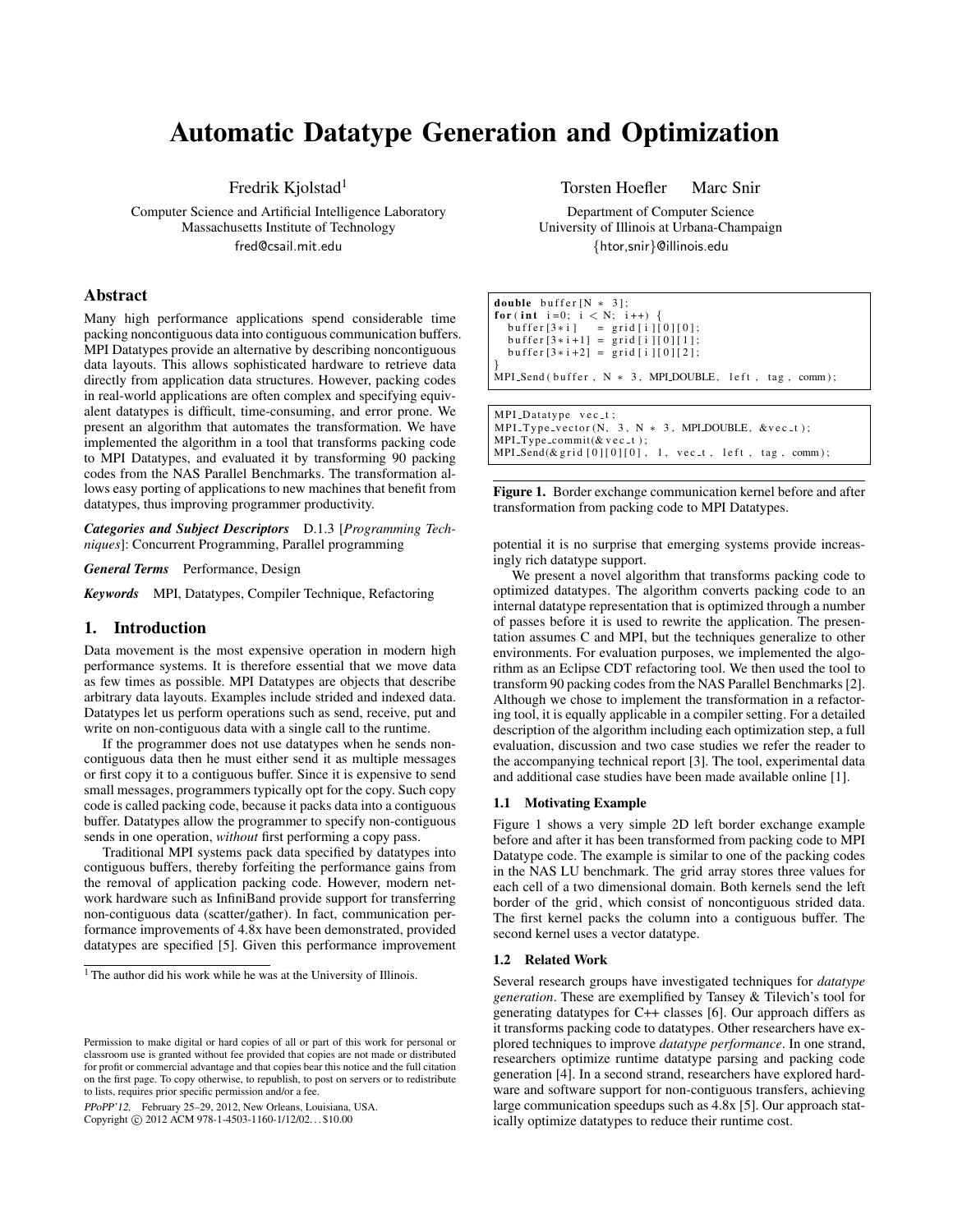# Automatic Datatype Generation and Optimization

Fredrik Kjolstad[1]

Computer Science and Artificial Intelligence Laboratory
Massachusetts Institute of Technology
fred@csail.mit.edu

Torsten Hoefler    Marc Snir

Department of Computer Science
University of Illinois at Urbana-Champaign
{htor,snir}@illinois.edu

## Abstract

Many high performance applications spend considerable time packing noncontiguous data into contiguous communication buffers. MPI Datatypes provide an alternative by describing noncontiguous data layouts. This allows sophisticated hardware to retrieve data directly from application data structures. However, packing codes in real-world applications are often complex and specifying equivalent datatypes is difficult, time-consuming, and error prone. We present an algorithm that automates the transformation. We have implemented the algorithm in a tool that transforms packing code to MPI Datatypes, and evaluated it by transforming 90 packing codes from the NAS Parallel Benchmarks. The transformation allows easy porting of applications to new machines that benefit from datatypes, thus improving programmer productivity.

***Categories and Subject Descriptors*** D.1.3 [*Programming Techniques*]: Concurrent Programming, Parallel programming

***General Terms*** Performance, Design

***Keywords*** MPI, Datatypes, Compiler Technique, Refactoring

## 1. Introduction

Data movement is the most expensive operation in modern high performance systems. It is therefore essential that we move data as few times as possible. MPI Datatypes are objects that describe arbitrary data layouts. Examples include strided and indexed data. Datatypes let us perform operations such as send, receive, put and write on non-contiguous data with a single call to the runtime.

If the programmer does not use datatypes when he sends non-contiguous data then he must either send it as multiple messages or first copy it to a contiguous buffer. Since it is expensive to send small messages, programmers typically opt for the copy. Such copy code is called packing code, because it packs data into a contiguous buffer. Datatypes allow the programmer to specify non-contiguous sends in one operation, *without* first performing a copy pass.

Traditional MPI systems pack data specified by datatypes into contiguous buffers, thereby forfeiting the performance gains from the removal of application packing code. However, modern network hardware such as InfiniBand provide support for transferring non-contiguous data (scatter/gather). In fact, communication performance improvements of 4.8x have been demonstrated, provided datatypes are specified [5]. Given this performance improvement potential it is no surprise that emerging systems provide increasingly rich datatype support.

```
double buffer[N * 3];
for(int i=0; i < N; i++) {
  buffer[3*i]   = grid[i][0][0];
  buffer[3*i+1] = grid[i][0][1];
  buffer[3*i+2] = grid[i][0][2];
}
MPI_Send(buffer, N * 3, MPI_DOUBLE, left, tag, comm);
```

```
MPI_Datatype vec_t;
MPI_Type_vector(N, 3, N * 3, MPI_DOUBLE, &vec_t);
MPI_Type_commit(&vec_t);
MPI_Send(&grid[0][0][0], 1, vec_t, left, tag, comm);
```

**Figure 1.** Border exchange communication kernel before and after transformation from packing code to MPI Datatypes.

We present a novel algorithm that transforms packing code to optimized datatypes. The algorithm converts packing code to an internal datatype representation that is optimized through a number of passes before it is used to rewrite the application. The presentation assumes C and MPI, but the techniques generalize to other environments. For evaluation purposes, we implemented the algorithm as an Eclipse CDT refactoring tool. We then used the tool to transform 90 packing codes from the NAS Parallel Benchmarks [2]. Although we chose to implement the transformation in a refactoring tool, it is equally applicable in a compiler setting. For a detailed description of the algorithm including each optimization step, a full evaluation, discussion and two case studies we refer the reader to the accompanying technical report [3]. The tool, experimental data and additional case studies have been made available online [1].

### 1.1 Motivating Example

Figure 1 shows a very simple 2D left border exchange example before and after it has been transformed from packing code to MPI Datatype code. The example is similar to one of the packing codes in the NAS LU benchmark. The grid array stores three values for each cell of a two dimensional domain. Both kernels send the left border of the grid, which consist of noncontiguous strided data. The first kernel packs the column into a contiguous buffer. The second kernel uses a vector datatype.

### 1.2 Related Work

Several research groups have investigated techniques for *datatype generation*. These are exemplified by Tansey & Tilevich's tool for generating datatypes for C++ classes [6]. Our approach differs as it transforms packing code to datatypes. Other researchers have explored techniques to improve *datatype performance*. In one strand, researchers optimize runtime datatype parsing and packing code generation [4]. In a second strand, researchers have explored hardware and software support for non-contiguous transfers, achieving large communication speedups such as 4.8x [5]. Our approach statically optimize datatypes to reduce their runtime cost.

[1] The author did his work while he was at the University of Illinois.

Permission to make digital or hard copies of all or part of this work for personal or classroom use is granted without fee provided that copies are not made or distributed for profit or commercial advantage and that copies bear this notice and the full citation on the first page. To copy otherwise, to republish, to post on servers or to redistribute to lists, requires prior specific permission and/or a fee.

*PPoPP'12,* February 25–29, 2012, New Orleans, Louisiana, USA.
Copyright © 2012 ACM 978-1-4503-1160-1/12/02... $10.00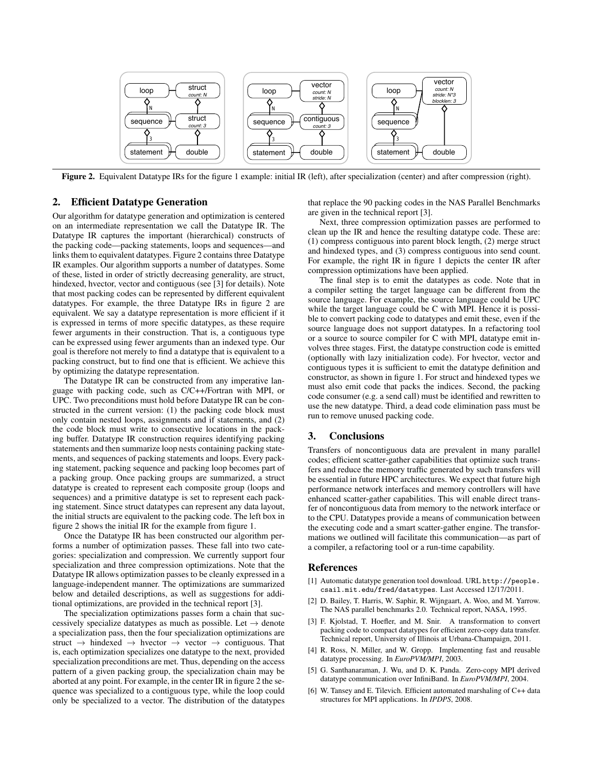loop

struct
count: N

N

sequence

struct
count: 3

3

statement

double

loop

vector
count: N
stride: N

N

sequence

contiguous
count: 3

3

statement

double

loop

vector
count: N
stride: N*3
blocklen: 3

N

sequence

3

statement

double

**Figure 2.** Equivalent Datatype IRs for the figure 1 example: initial IR (left), after specialization (center) and after compression (right).

## 2. Efficient Datatype Generation

Our algorithm for datatype generation and optimization is centered on an intermediate representation we call the Datatype IR. The Datatype IR captures the important (hierarchical) constructs of the packing code—packing statements, loops and sequences—and links them to equivalent datatypes. Figure 2 contains three Datatype IR examples. Our algorithm supports a number of datatypes. Some of these, listed in order of strictly decreasing generality, are struct, hindexed, hvector, vector and contiguous (see [3] for details). Note that most packing codes can be represented by different equivalent datatypes. For example, the three Datatype IRs in figure 2 are equivalent. We say a datatype representation is more efficient if it is expressed in terms of more specific datatypes, as these require fewer arguments in their construction. That is, a contiguous type can be expressed using fewer arguments than an indexed type. Our goal is therefore not merely to find a datatype that is equivalent to a packing construct, but to find one that is efficient. We achieve this by optimizing the datatype representation.

The Datatype IR can be constructed from any imperative language with packing code, such as C/C++/Fortran with MPI, or UPC. Two preconditions must hold before Datatype IR can be constructed in the current version: (1) the packing code block must only contain nested loops, assignments and if statements, and (2) the code block must write to consecutive locations in the packing buffer. Datatype IR construction requires identifying packing statements and then summarize loop nests containing packing statements, and sequences of packing statements and loops. Every packing statement, packing sequence and packing loop becomes part of a packing group. Once packing groups are summarized, a struct datatype is created to represent each composite group (loops and sequences) and a primitive datatype is set to represent each packing statement. Since struct datatypes can represent any data layout, the initial structs are equivalent to the packing code. The left box in figure 2 shows the initial IR for the example from figure 1.

Once the Datatype IR has been constructed our algorithm performs a number of optimization passes. These fall into two categories: specialization and compression. We currently support four specialization and three compression optimizations. Note that the Datatype IR allows optimization passes to be cleanly expressed in a language-independent manner. The optimizations are summarized below and detailed descriptions, as well as suggestions for additional optimizations, are provided in the technical report [3].

The specialization optimizations passes form a chain that successively specialize datatypes as much as possible. Let $\rightarrow$ denote a specialization pass, then the four specialization optimizations are struct $\rightarrow$ hindexed $\rightarrow$ hvector $\rightarrow$ vector $\rightarrow$ contiguous. That is, each optimization specializes one datatype to the next, provided specialization preconditions are met. Thus, depending on the access pattern of a given packing group, the specialization chain may be aborted at any point. For example, in the center IR in figure 2 the sequence was specialized to a contiguous type, while the loop could only be specialized to a vector. The distribution of the datatypes that replace the 90 packing codes in the NAS Parallel Benchmarks are given in the technical report [3].

Next, three compression optimization passes are performed to clean up the IR and hence the resulting datatype code. These are: (1) compress contiguous into parent block length, (2) merge struct and hindexed types, and (3) compress contiguous into send count. For example, the right IR in figure 1 depicts the center IR after compression optimizations have been applied.

The final step is to emit the datatypes as code. Note that in a compiler setting the target language can be different from the source language. For example, the source language could be UPC while the target language could be C with MPI. Hence it is possible to convert packing code to datatypes and emit these, even if the source language does not support datatypes. In a refactoring tool or a source to source compiler for C with MPI, datatype emit involves three stages. First, the datatype construction code is emitted (optionally with lazy initialization code). For hvector, vector and contiguous types it is sufficient to emit the datatype definition and constructor, as shown in figure 1. For struct and hindexed types we must also emit code that packs the indices. Second, the packing code consumer (e.g. a send call) must be identified and rewritten to use the new datatype. Third, a dead code elimination pass must be run to remove unused packing code.

## 3. Conclusions

Transfers of noncontiguous data are prevalent in many parallel codes; efficient scatter-gather capabilities that optimize such transfers and reduce the memory traffic generated by such transfers will be essential in future HPC architectures. We expect that future high performance network interfaces and memory controllers will have enhanced scatter-gather capabilities. This will enable direct transfer of noncontiguous data from memory to the network interface or to the CPU. Datatypes provide a means of communication between the executing code and a smart scatter-gather engine. The transformations we outlined will facilitate this communication—as part of a compiler, a refactoring tool or a run-time capability.

## References

[1] Automatic datatype generation tool download. URL http://people.csail.mit.edu/fred/datatypes. Last Accessed 12/17/2011.

[2] D. Bailey, T. Harris, W. Saphir, R. Wijngaart, A. Woo, and M. Yarrow. The NAS parallel benchmarks 2.0. Technical report, NASA, 1995.

[3] F. Kjolstad, T. Hoefler, and M. Snir. A transformation to convert packing code to compact datatypes for efficient zero-copy data transfer. Technical report, University of Illinois at Urbana-Champaign, 2011.

[4] R. Ross, N. Miller, and W. Gropp. Implementing fast and reusable datatype processing. In *EuroPVM/MPI*, 2003.

[5] G. Santhanaraman, J. Wu, and D. K. Panda. Zero-copy MPI derived datatype communication over InfiniBand. In *EuroPVM/MPI*, 2004.

[6] W. Tansey and E. Tilevich. Efficient automated marshaling of C++ data structures for MPI applications. In *IPDPS*, 2008.